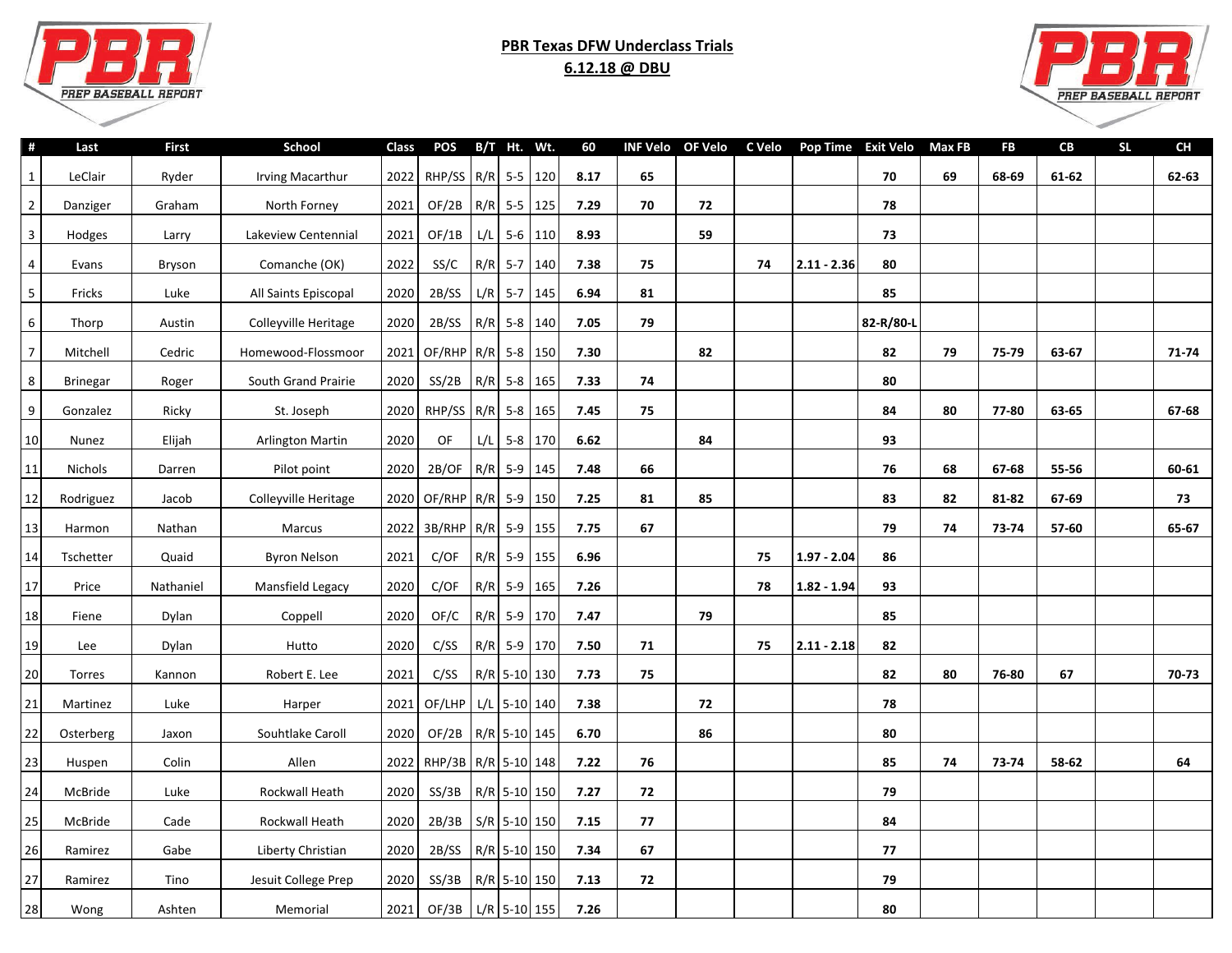**PBR Texas DFW Underclass Trials**

**6.12.18 @ DBU**

| # | Last | First | School | Class | POS | B/T | Ht. | Wt. | 60 | INF Velo | OF Velo | C Velo | Pop Time | Exit Velo | Max FB | FB | CB | SL | CH |
|---|---|---|---|---|---|---|---|---|---|---|---|---|---|---|---|---|---|---|---|
| 1 | LeClair | Ryder | Irving Macarthur | 2022 | RHP/SS | R/R | 5-5 | 120 | 8.17 | 65 | | | | 70 | 69 | 68-69 | 61-62 | | 62-63 |
| 2 | Danziger | Graham | North Forney | 2021 | OF/2B | R/R | 5-5 | 125 | 7.29 | 70 | 72 | | | 78 | | | | | |
| 3 | Hodges | Larry | Lakeview Centennial | 2021 | OF/1B | L/L | 5-6 | 110 | 8.93 | | 59 | | | 73 | | | | | |
| 4 | Evans | Bryson | Comanche (OK) | 2022 | SS/C | R/R | 5-7 | 140 | 7.38 | 75 | | 74 | 2.11 - 2.36 | 80 | | | | | |
| 5 | Fricks | Luke | All Saints Episcopal | 2020 | 2B/SS | L/R | 5-7 | 145 | 6.94 | 81 | | | | 85 | | | | | |
| 6 | Thorp | Austin | Colleyville Heritage | 2020 | 2B/SS | R/R | 5-8 | 140 | 7.05 | 79 | | | | 82-R/80-L | | | | | |
| 7 | Mitchell | Cedric | Homewood-Flossmoor | 2021 | OF/RHP | R/R | 5-8 | 150 | 7.30 | | 82 | | | 82 | 79 | 75-79 | 63-67 | | 71-74 |
| 8 | Brinegar | Roger | South Grand Prairie | 2020 | SS/2B | R/R | 5-8 | 165 | 7.33 | 74 | | | | 80 | | | | | |
| 9 | Gonzalez | Ricky | St. Joseph | 2020 | RHP/SS | R/R | 5-8 | 165 | 7.45 | 75 | | | | 84 | 80 | 77-80 | 63-65 | | 67-68 |
| 10 | Nunez | Elijah | Arlington Martin | 2020 | OF | L/L | 5-8 | 170 | 6.62 | | 84 | | | 93 | | | | | |
| 11 | Nichols | Darren | Pilot point | 2020 | 2B/OF | R/R | 5-9 | 145 | 7.48 | 66 | | | | 76 | 68 | 67-68 | 55-56 | | 60-61 |
| 12 | Rodriguez | Jacob | Colleyville Heritage | 2020 | OF/RHP | R/R | 5-9 | 150 | 7.25 | 81 | 85 | | | 83 | 82 | 81-82 | 67-69 | | 73 |
| 13 | Harmon | Nathan | Marcus | 2022 | 3B/RHP | R/R | 5-9 | 155 | 7.75 | 67 | | | | 79 | 74 | 73-74 | 57-60 | | 65-67 |
| 14 | Tschetter | Quaid | Byron Nelson | 2021 | C/OF | R/R | 5-9 | 155 | 6.96 | | | 75 | 1.97 - 2.04 | 86 | | | | | |
| 17 | Price | Nathaniel | Mansfield Legacy | 2020 | C/OF | R/R | 5-9 | 165 | 7.26 | | | 78 | 1.82 - 1.94 | 93 | | | | | |
| 18 | Fiene | Dylan | Coppell | 2020 | OF/C | R/R | 5-9 | 170 | 7.47 | | 79 | | | 85 | | | | | |
| 19 | Lee | Dylan | Hutto | 2020 | C/SS | R/R | 5-9 | 170 | 7.50 | 71 | | 75 | 2.11 - 2.18 | 82 | | | | | |
| 20 | Torres | Kannon | Robert E. Lee | 2021 | C/SS | R/R | 5-10 | 130 | 7.73 | 75 | | | | 82 | 80 | 76-80 | 67 | | 70-73 |
| 21 | Martinez | Luke | Harper | 2021 | OF/LHP | L/L | 5-10 | 140 | 7.38 | | 72 | | | 78 | | | | | |
| 22 | Osterberg | Jaxon | Souhtlake Caroll | 2020 | OF/2B | R/R | 5-10 | 145 | 6.70 | | 86 | | | 80 | | | | | |
| 23 | Huspen | Colin | Allen | 2022 | RHP/3B | R/R | 5-10 | 148 | 7.22 | 76 | | | | 85 | 74 | 73-74 | 58-62 | | 64 |
| 24 | McBride | Luke | Rockwall Heath | 2020 | SS/3B | R/R | 5-10 | 150 | 7.27 | 72 | | | | 79 | | | | | |
| 25 | McBride | Cade | Rockwall Heath | 2020 | 2B/3B | S/R | 5-10 | 150 | 7.15 | 77 | | | | 84 | | | | | |
| 26 | Ramirez | Gabe | Liberty Christian | 2020 | 2B/SS | R/R | 5-10 | 150 | 7.34 | 67 | | | | 77 | | | | | |
| 27 | Ramirez | Tino | Jesuit College Prep | 2020 | SS/3B | R/R | 5-10 | 150 | 7.13 | 72 | | | | 79 | | | | | |
| 28 | Wong | Ashten | Memorial | 2021 | OF/3B | L/R | 5-10 | 155 | 7.26 | | | | | 80 | | | | | |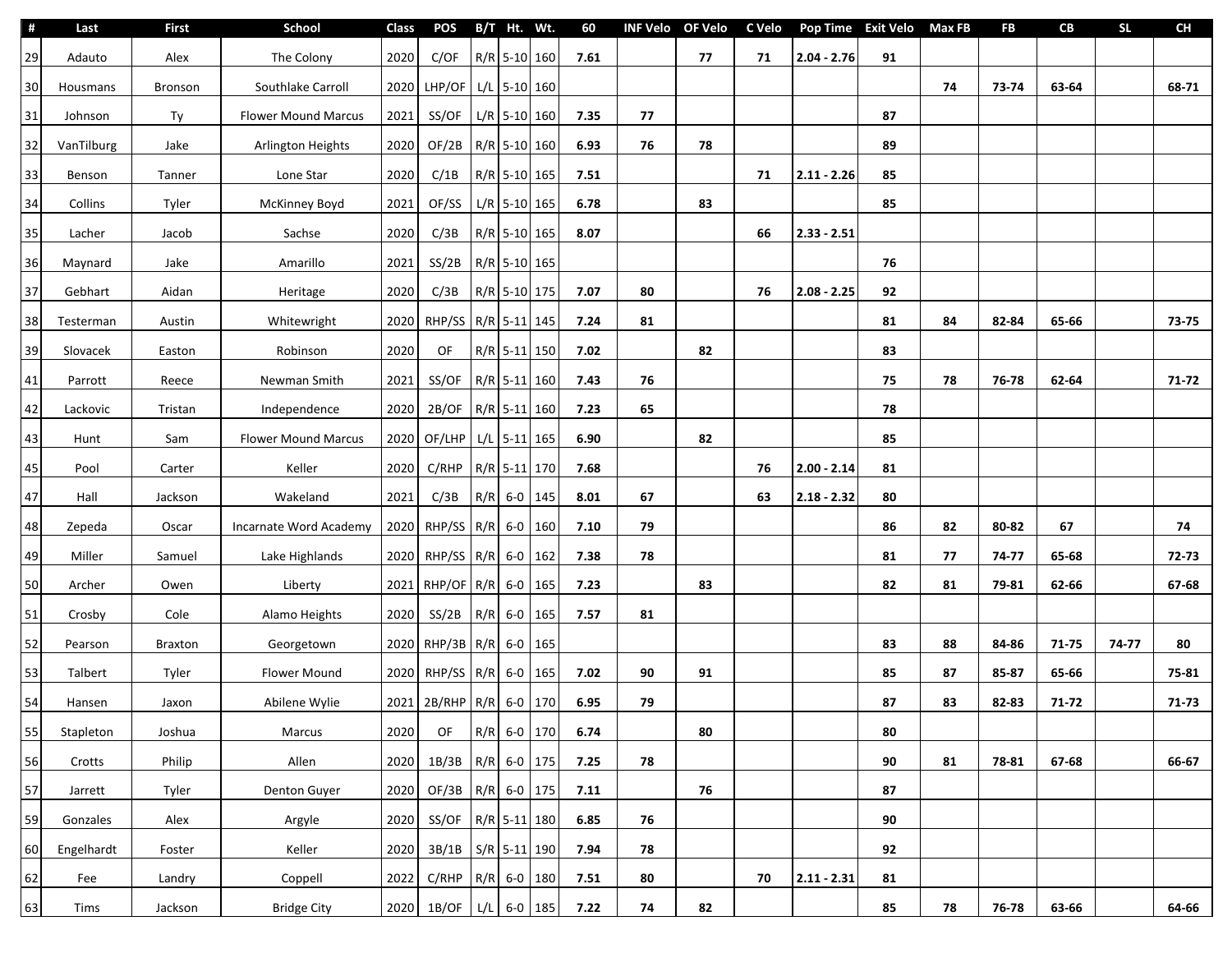| # | Last | First | School | Class | POS | B/T | Ht. | Wt. | 60 | INF Velo | OF Velo | C Velo | Pop Time | Exit Velo | Max FB | FB | CB | SL | CH |
|---|---|---|---|---|---|---|---|---|---|---|---|---|---|---|---|---|---|---|---|
| 29 | Adauto | Alex | The Colony | 2020 | C/OF | R/R | 5-10 | 160 | 7.61 | | 77 | 71 | 2.04 - 2.76 | 91 | | | | | |
| 30 | Housmans | Bronson | Southlake Carroll | 2020 | LHP/OF | L/L | 5-10 | 160 | | | | | | | 74 | 73-74 | 63-64 | | 68-71 |
| 31 | Johnson | Ty | Flower Mound Marcus | 2021 | SS/OF | L/R | 5-10 | 160 | 7.35 | 77 | | | | 87 | | | | | |
| 32 | VanTilburg | Jake | Arlington Heights | 2020 | OF/2B | R/R | 5-10 | 160 | 6.93 | 76 | 78 | | | 89 | | | | | |
| 33 | Benson | Tanner | Lone Star | 2020 | C/1B | R/R | 5-10 | 165 | 7.51 | | | 71 | 2.11 - 2.26 | 85 | | | | | |
| 34 | Collins | Tyler | McKinney Boyd | 2021 | OF/SS | L/R | 5-10 | 165 | 6.78 | | 83 | | | 85 | | | | | |
| 35 | Lacher | Jacob | Sachse | 2020 | C/3B | R/R | 5-10 | 165 | 8.07 | | | 66 | 2.33 - 2.51 | | | | | | |
| 36 | Maynard | Jake | Amarillo | 2021 | SS/2B | R/R | 5-10 | 165 | | | | | | 76 | | | | | |
| 37 | Gebhart | Aidan | Heritage | 2020 | C/3B | R/R | 5-10 | 175 | 7.07 | 80 | | 76 | 2.08 - 2.25 | 92 | | | | | |
| 38 | Testerman | Austin | Whitewright | 2020 | RHP/SS | R/R | 5-11 | 145 | 7.24 | 81 | | | | 81 | 84 | 82-84 | 65-66 | | 73-75 |
| 39 | Slovacek | Easton | Robinson | 2020 | OF | R/R | 5-11 | 150 | 7.02 | | 82 | | | 83 | | | | | |
| 41 | Parrott | Reece | Newman Smith | 2021 | SS/OF | R/R | 5-11 | 160 | 7.43 | 76 | | | | 75 | 78 | 76-78 | 62-64 | | 71-72 |
| 42 | Lackovic | Tristan | Independence | 2020 | 2B/OF | R/R | 5-11 | 160 | 7.23 | 65 | | | | 78 | | | | | |
| 43 | Hunt | Sam | Flower Mound Marcus | 2020 | OF/LHP | L/L | 5-11 | 165 | 6.90 | | 82 | | | 85 | | | | | |
| 45 | Pool | Carter | Keller | 2020 | C/RHP | R/R | 5-11 | 170 | 7.68 | | | 76 | 2.00 - 2.14 | 81 | | | | | |
| 47 | Hall | Jackson | Wakeland | 2021 | C/3B | R/R | 6-0 | 145 | 8.01 | 67 | | 63 | 2.18 - 2.32 | 80 | | | | | |
| 48 | Zepeda | Oscar | Incarnate Word Academy | 2020 | RHP/SS | R/R | 6-0 | 160 | 7.10 | 79 | | | | 86 | 82 | 80-82 | 67 | | 74 |
| 49 | Miller | Samuel | Lake Highlands | 2020 | RHP/SS | R/R | 6-0 | 162 | 7.38 | 78 | | | | 81 | 77 | 74-77 | 65-68 | | 72-73 |
| 50 | Archer | Owen | Liberty | 2021 | RHP/OF | R/R | 6-0 | 165 | 7.23 | | 83 | | | 82 | 81 | 79-81 | 62-66 | | 67-68 |
| 51 | Crosby | Cole | Alamo Heights | 2020 | SS/2B | R/R | 6-0 | 165 | 7.57 | 81 | | | | | | | | | |
| 52 | Pearson | Braxton | Georgetown | 2020 | RHP/3B | R/R | 6-0 | 165 | | | | | | 83 | 88 | 84-86 | 71-75 | 74-77 | 80 |
| 53 | Talbert | Tyler | Flower Mound | 2020 | RHP/SS | R/R | 6-0 | 165 | 7.02 | 90 | 91 | | | 85 | 87 | 85-87 | 65-66 | | 75-81 |
| 54 | Hansen | Jaxon | Abilene Wylie | 2021 | 2B/RHP | R/R | 6-0 | 170 | 6.95 | 79 | | | | 87 | 83 | 82-83 | 71-72 | | 71-73 |
| 55 | Stapleton | Joshua | Marcus | 2020 | OF | R/R | 6-0 | 170 | 6.74 | | 80 | | | 80 | | | | | |
| 56 | Crotts | Philip | Allen | 2020 | 1B/3B | R/R | 6-0 | 175 | 7.25 | 78 | | | | 90 | 81 | 78-81 | 67-68 | | 66-67 |
| 57 | Jarrett | Tyler | Denton Guyer | 2020 | OF/3B | R/R | 6-0 | 175 | 7.11 | | 76 | | | 87 | | | | | |
| 59 | Gonzales | Alex | Argyle | 2020 | SS/OF | R/R | 5-11 | 180 | 6.85 | 76 | | | | 90 | | | | | |
| 60 | Engelhardt | Foster | Keller | 2020 | 3B/1B | S/R | 5-11 | 190 | 7.94 | 78 | | | | 92 | | | | | |
| 62 | Fee | Landry | Coppell | 2022 | C/RHP | R/R | 6-0 | 180 | 7.51 | 80 | | 70 | 2.11 - 2.31 | 81 | | | | | |
| 63 | Tims | Jackson | Bridge City | 2020 | 1B/OF | L/L | 6-0 | 185 | 7.22 | 74 | 82 | | | 85 | 78 | 76-78 | 63-66 | | 64-66 |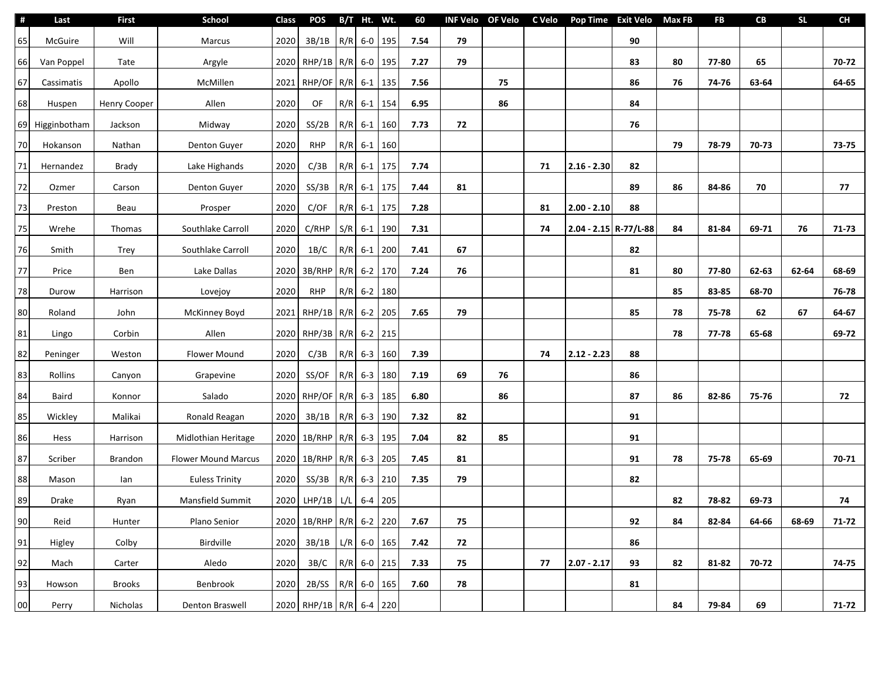| # | Last | First | School | Class | POS | B/T | Ht. | Wt. | 60 | INF Velo | OF Velo | C Velo | Pop Time | Exit Velo | Max FB | FB | CB | SL | CH |
|---|---|---|---|---|---|---|---|---|---|---|---|---|---|---|---|---|---|---|---|
| 65 | McGuire | Will | Marcus | 2020 | 3B/1B | R/R | 6-0 | 195 | **7.54** | **79** | | | | **90** | | | | | |
| 66 | Van Poppel | Tate | Argyle | 2020 | RHP/1B | R/R | 6-0 | 195 | **7.27** | **79** | | | | **83** | **80** | **77-80** | **65** | | **70-72** |
| 67 | Cassimatis | Apollo | McMillen | 2021 | RHP/OF | R/R | 6-1 | 135 | **7.56** | | **75** | | | **86** | **76** | **74-76** | **63-64** | | **64-65** |
| 68 | Huspen | Henry Cooper | Allen | 2020 | OF | R/R | 6-1 | 154 | **6.95** | | **86** | | | **84** | | | | | |
| 69 | Higginbotham | Jackson | Midway | 2020 | SS/2B | R/R | 6-1 | 160 | **7.73** | **72** | | | | **76** | | | | | |
| 70 | Hokanson | Nathan | Denton Guyer | 2020 | RHP | R/R | 6-1 | 160 | | | | | | | **79** | **78-79** | **70-73** | | **73-75** |
| 71 | Hernandez | Brady | Lake Highands | 2020 | C/3B | R/R | 6-1 | 175 | **7.74** | | | **71** | **2.16 - 2.30** | **82** | | | | | |
| 72 | Ozmer | Carson | Denton Guyer | 2020 | SS/3B | R/R | 6-1 | 175 | **7.44** | **81** | | | | **89** | **86** | **84-86** | **70** | | **77** |
| 73 | Preston | Beau | Prosper | 2020 | C/OF | R/R | 6-1 | 175 | **7.28** | | | **81** | **2.00 - 2.10** | **88** | | | | | |
| 75 | Wrehe | Thomas | Southlake Carroll | 2020 | C/RHP | S/R | 6-1 | 190 | **7.31** | | | **74** | **2.04 - 2.15** | **R-77/L-88** | **84** | **81-84** | **69-71** | **76** | **71-73** |
| 76 | Smith | Trey | Southlake Carroll | 2020 | 1B/C | R/R | 6-1 | 200 | **7.41** | **67** | | | | **82** | | | | | |
| 77 | Price | Ben | Lake Dallas | 2020 | 3B/RHP | R/R | 6-2 | 170 | **7.24** | **76** | | | | **81** | **80** | **77-80** | **62-63** | **62-64** | **68-69** |
| 78 | Durow | Harrison | Lovejoy | 2020 | RHP | R/R | 6-2 | 180 | | | | | | | **85** | **83-85** | **68-70** | | **76-78** |
| 80 | Roland | John | McKinney Boyd | 2021 | RHP/1B | R/R | 6-2 | 205 | **7.65** | **79** | | | | **85** | **78** | **75-78** | **62** | **67** | **64-67** |
| 81 | Lingo | Corbin | Allen | 2020 | RHP/3B | R/R | 6-2 | 215 | | | | | | | **78** | **77-78** | **65-68** | | **69-72** |
| 82 | Peninger | Weston | Flower Mound | 2020 | C/3B | R/R | 6-3 | 160 | **7.39** | | | **74** | **2.12 - 2.23** | **88** | | | | | |
| 83 | Rollins | Canyon | Grapevine | 2020 | SS/OF | R/R | 6-3 | 180 | **7.19** | **69** | **76** | | | **86** | | | | | |
| 84 | Baird | Konnor | Salado | 2020 | RHP/OF | R/R | 6-3 | 185 | **6.80** | | **86** | | | **87** | **86** | **82-86** | **75-76** | | **72** |
| 85 | Wickley | Malikai | Ronald Reagan | 2020 | 3B/1B | R/R | 6-3 | 190 | **7.32** | **82** | | | | **91** | | | | | |
| 86 | Hess | Harrison | Midlothian Heritage | 2020 | 1B/RHP | R/R | 6-3 | 195 | **7.04** | **82** | **85** | | | **91** | | | | | |
| 87 | Scriber | Brandon | Flower Mound Marcus | 2020 | 1B/RHP | R/R | 6-3 | 205 | **7.45** | **81** | | | | **91** | **78** | **75-78** | **65-69** | | **70-71** |
| 88 | Mason | Ian | Euless Trinity | 2020 | SS/3B | R/R | 6-3 | 210 | **7.35** | **79** | | | | **82** | | | | | |
| 89 | Drake | Ryan | Mansfield Summit | 2020 | LHP/1B | L/L | 6-4 | 205 | | | | | | | **82** | **78-82** | **69-73** | | **74** |
| 90 | Reid | Hunter | Plano Senior | 2020 | 1B/RHP | R/R | 6-2 | 220 | **7.67** | **75** | | | | **92** | **84** | **82-84** | **64-66** | **68-69** | **71-72** |
| 91 | Higley | Colby | Birdville | 2020 | 3B/1B | L/R | 6-0 | 165 | **7.42** | **72** | | | | **86** | | | | | |
| 92 | Mach | Carter | Aledo | 2020 | 3B/C | R/R | 6-0 | 215 | **7.33** | **75** | | **77** | **2.07 - 2.17** | **93** | **82** | **81-82** | **70-72** | | **74-75** |
| 93 | Howson | Brooks | Benbrook | 2020 | 2B/SS | R/R | 6-0 | 165 | **7.60** | **78** | | | | **81** | | | | | |
| 00 | Perry | Nicholas | Denton Braswell | 2020 | RHP/1B | R/R | 6-4 | 220 | | | | | | | **84** | **79-84** | **69** | | **71-72** |